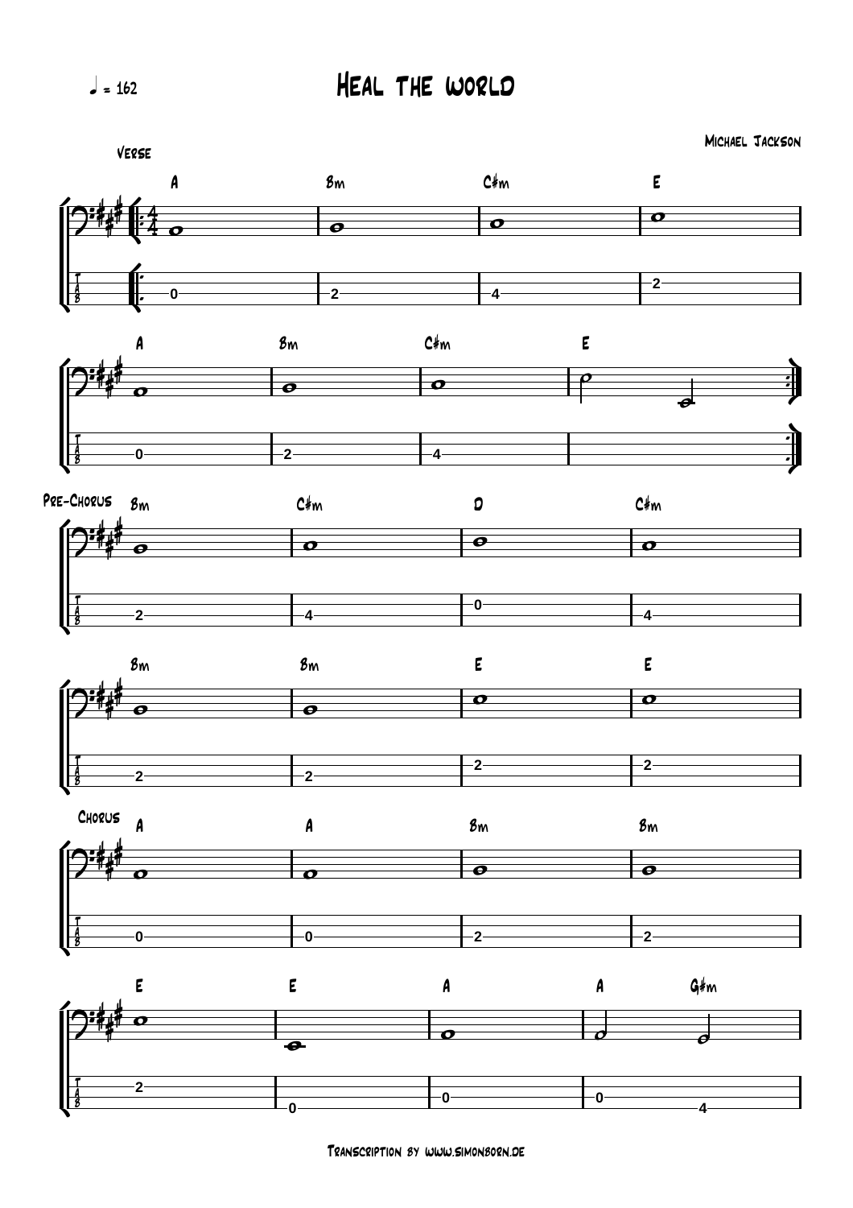♩ = 162

# Heal the world

Michael Jackson

## Verse

A | Bm | C#m | E

A | Bm | C#m | E

## Pre-Chorus

Bm | C#m | D | C#m

Bm | Bm | E | E

## Chorus

A | A | Bm | Bm

E | E | A | A G#m

Transcription by www.simonborn.de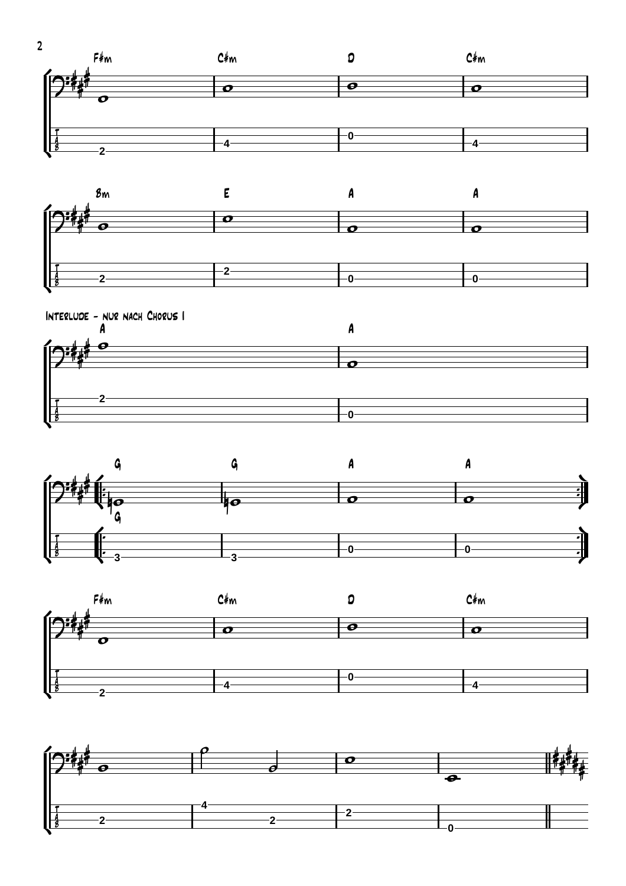F♯m | C♯m | D | C♯m

Bm | E | A | A

Interlude - nur nach Chorus 1

A | A

G | G | A | A

F♯m | C♯m | D | C♯m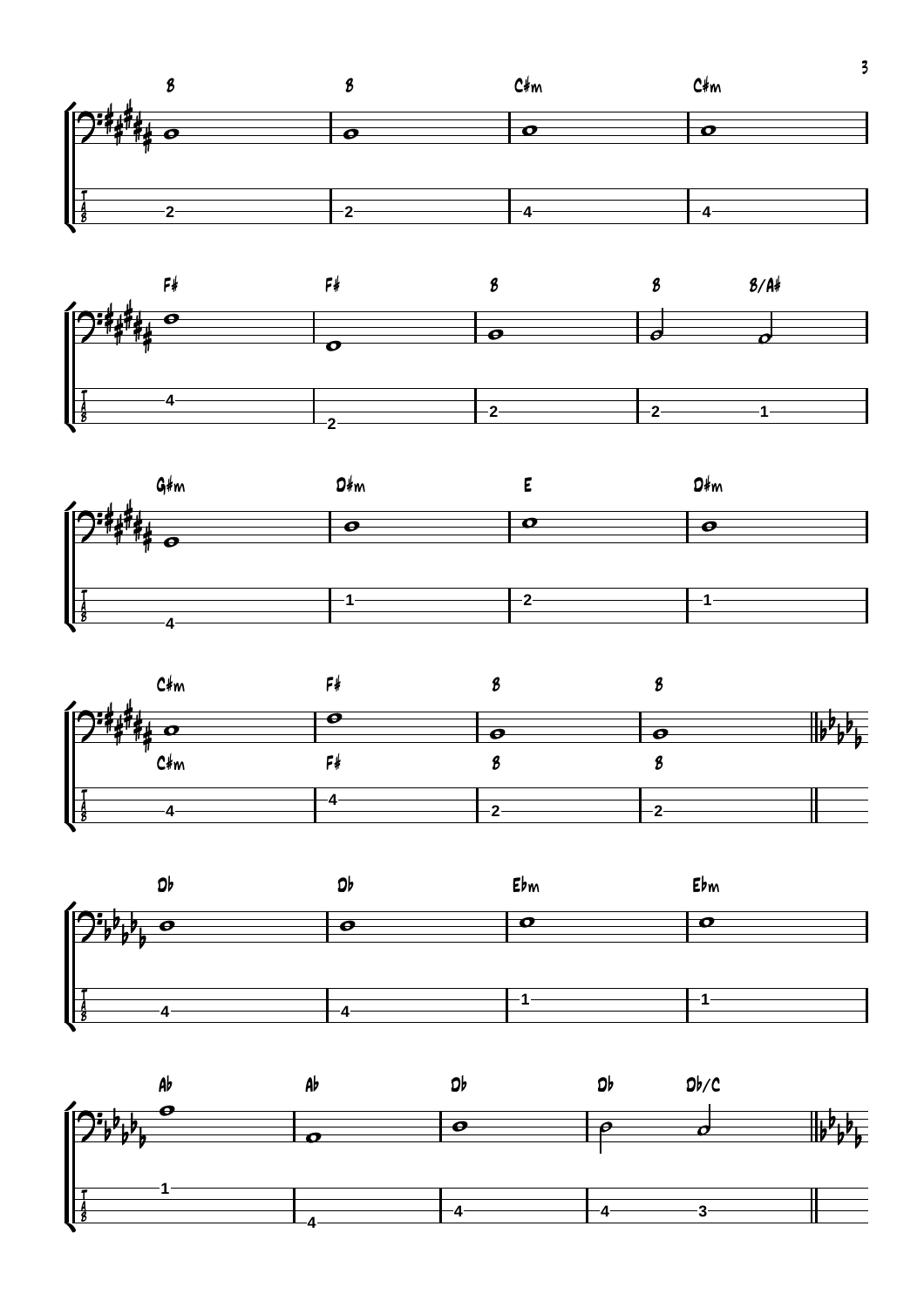B B C#m C#m

2 2 4 4

F# F# B B B/A#

4 2 2 2 1

G#m D#m E D#m

4 1 2 1

C#m F# B B

C#m F# B B

4 4 2 2

Db Db Ebm Ebm

4 4 1 1

Ab Ab Db Db Db/C

1 4 4 4 3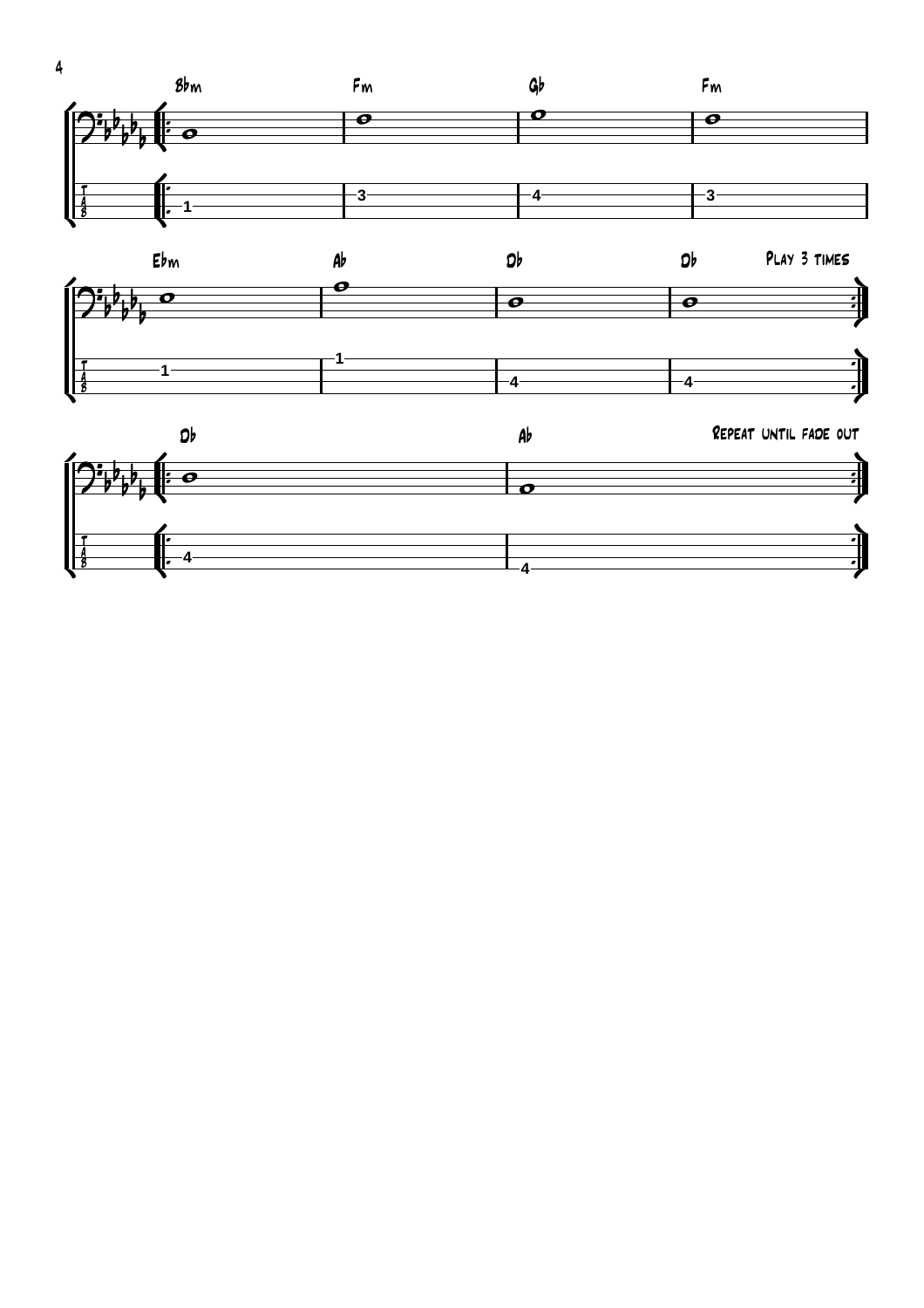Bbm Fm Gb Fm

Ebm Ab Db Db Play 3 times

Db Ab Repeat until fade out